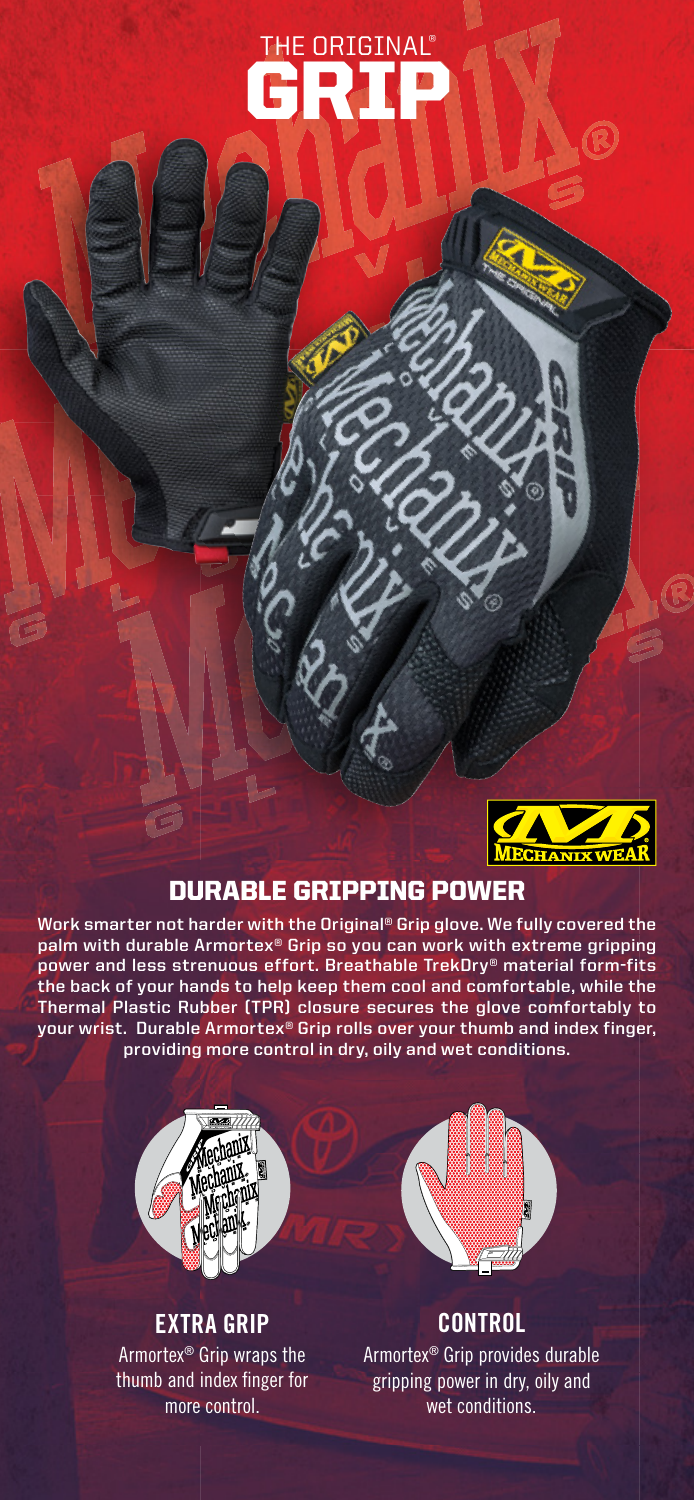# THE ORIGINAL® GRIP

## DURABLE GRIPPING POWER

Work smarter not harder with the Original® Grip glove. We fully covered the palm with durable Armortex® Grip so you can work with extreme gripping power and less strenuous effort. Breathable TrekDry® material form-fits the back of your hands to help keep them cool and comfortable, while the Thermal Plastic Rubber (TPR) closure secures the glove comfortably to your wrist. Durable Armortex® Grip rolls over your thumb and index finger, providing more control in dry, oily and wet conditions.

### EXTRA GRIP

Armortex® Grip wraps the thumb and index finger for more control.

### CONTROL

Armortex® Grip provides durable gripping power in dry, oily and wet conditions.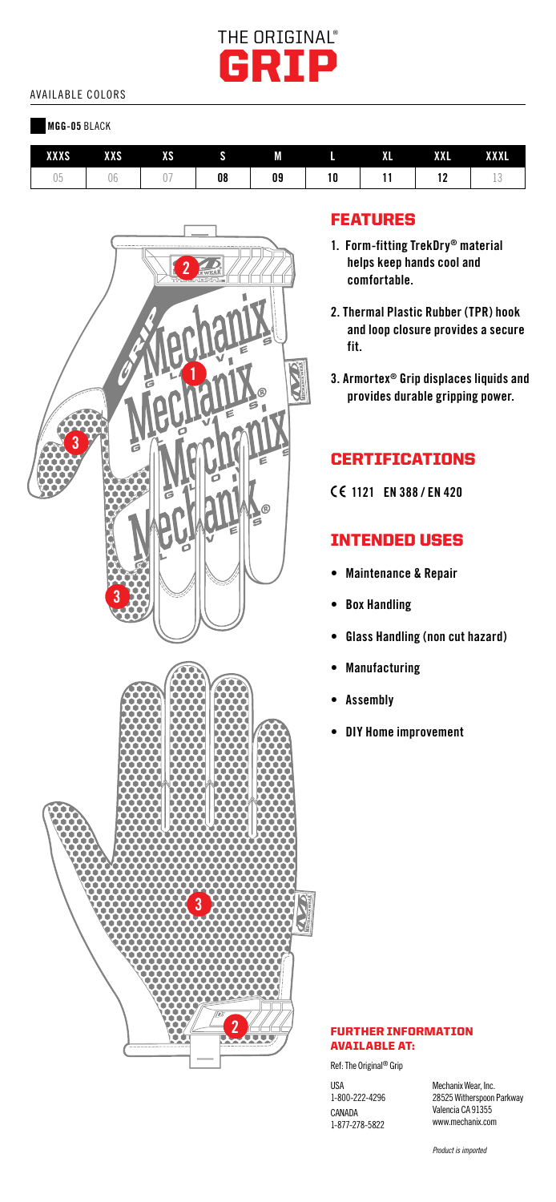# THE ORIGINAL® GRIP

AVAILABLE COLORS

**MGG-05** BLACK

| XXXS | XXS | XS | S | M | L | XL | XXL | XXXL |
|---|---|---|---|---|---|---|---|---|
| 05 | 06 | 07 | **08** | **09** | **10** | **11** | **12** | 13 |

## FEATURES

1. Form-fitting TrekDry® material helps keep hands cool and comfortable.
2. Thermal Plastic Rubber (TPR) hook and loop closure provides a secure fit.
3. Armortex® Grip displaces liquids and provides durable gripping power.

## CERTIFICATIONS

CE 1121 EN 388 / EN 420

## INTENDED USES

- Maintenance & Repair
- Box Handling
- Glass Handling (non cut hazard)
- Manufacturing
- Assembly
- DIY Home improvement

### FURTHER INFORMATION AVAILABLE AT:

Ref: The Original® Grip

USA
1-800-222-4296
CANADA
1-877-278-5822

Mechanix Wear, Inc.
28525 Witherspoon Parkway
Valencia CA 91355
www.mechanix.com

*Product is imported*